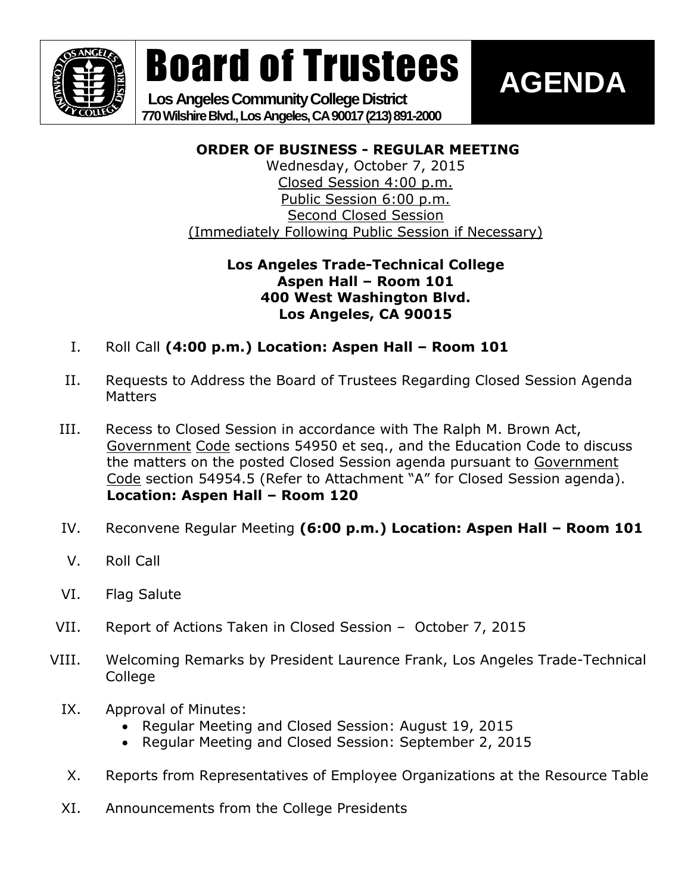# Board of Trustees

**Los Angeles Community College District**
**770 Wilshire Blvd., Los Angeles, CA 90017 (213) 891-2000**

# AGENDA

**ORDER OF BUSINESS - REGULAR MEETING**
Wednesday, October 7, 2015
Closed Session 4:00 p.m.
Public Session 6:00 p.m.
Second Closed Session
(Immediately Following Public Session if Necessary)

**Los Angeles Trade-Technical College**
**Aspen Hall – Room 101**
**400 West Washington Blvd.**
**Los Angeles, CA 90015**

I. Roll Call **(4:00 p.m.) Location: Aspen Hall – Room 101**

II. Requests to Address the Board of Trustees Regarding Closed Session Agenda Matters

III. Recess to Closed Session in accordance with The Ralph M. Brown Act, Government Code sections 54950 et seq., and the Education Code to discuss the matters on the posted Closed Session agenda pursuant to Government Code section 54954.5 (Refer to Attachment "A" for Closed Session agenda). **Location: Aspen Hall – Room 120**

IV. Reconvene Regular Meeting **(6:00 p.m.) Location: Aspen Hall – Room 101**

V. Roll Call

VI. Flag Salute

VII. Report of Actions Taken in Closed Session – October 7, 2015

VIII. Welcoming Remarks by President Laurence Frank, Los Angeles Trade-Technical College

IX. Approval of Minutes:
- Regular Meeting and Closed Session: August 19, 2015
- Regular Meeting and Closed Session: September 2, 2015

X. Reports from Representatives of Employee Organizations at the Resource Table

XI. Announcements from the College Presidents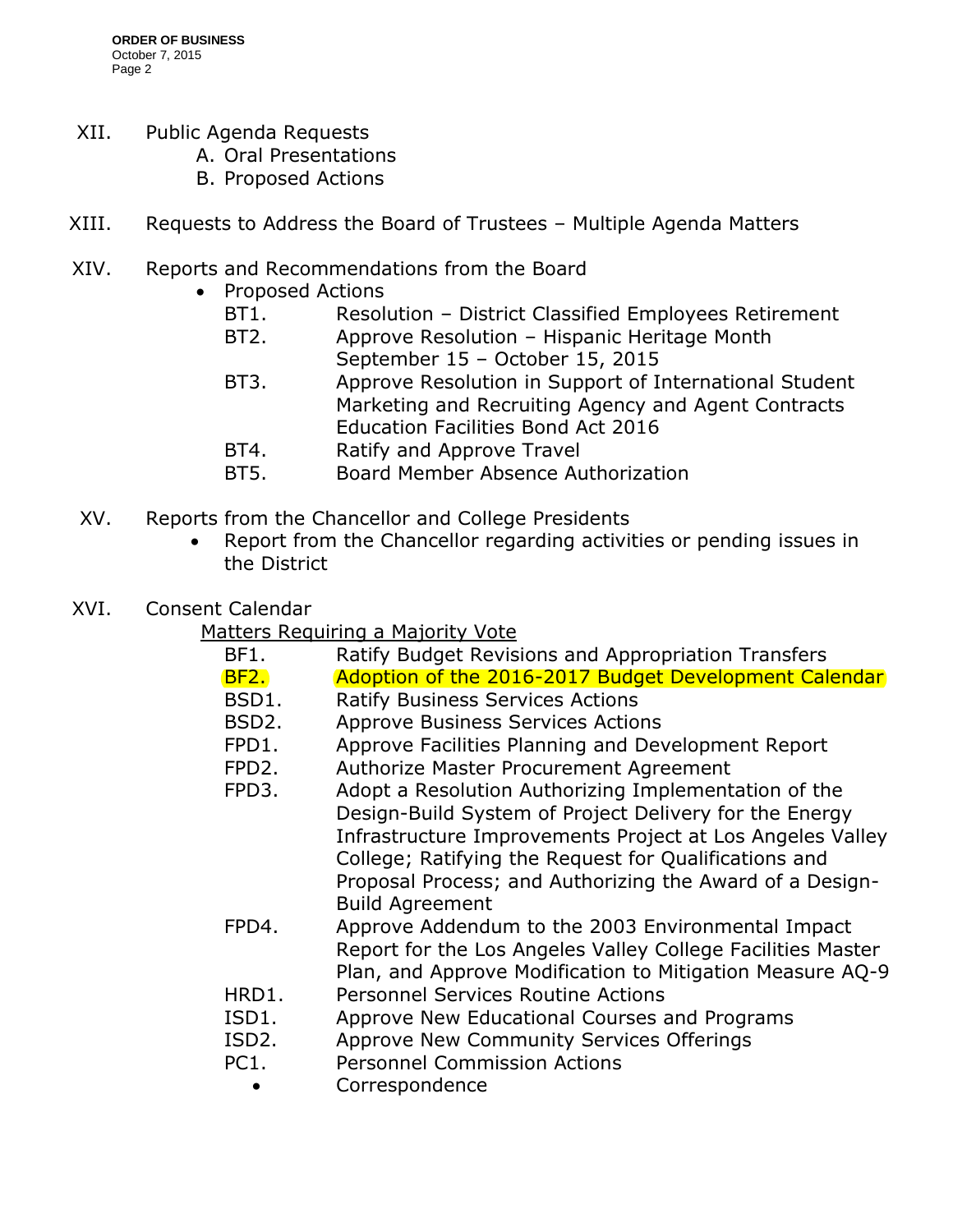XII. Public Agenda Requests
- A. Oral Presentations
- B. Proposed Actions

XIII. Requests to Address the Board of Trustees – Multiple Agenda Matters

XIV. Reports and Recommendations from the Board
- Proposed Actions
  - BT1. Resolution – District Classified Employees Retirement
  - BT2. Approve Resolution – Hispanic Heritage Month September 15 – October 15, 2015
  - BT3. Approve Resolution in Support of International Student Marketing and Recruiting Agency and Agent Contracts Education Facilities Bond Act 2016
  - BT4. Ratify and Approve Travel
  - BT5. Board Member Absence Authorization

XV. Reports from the Chancellor and College Presidents
- Report from the Chancellor regarding activities or pending issues in the District

XVI. Consent Calendar

Matters Requiring a Majority Vote
- BF1. Ratify Budget Revisions and Appropriation Transfers
- BF2. Adoption of the 2016-2017 Budget Development Calendar
- BSD1. Ratify Business Services Actions
- BSD2. Approve Business Services Actions
- FPD1. Approve Facilities Planning and Development Report
- FPD2. Authorize Master Procurement Agreement
- FPD3. Adopt a Resolution Authorizing Implementation of the Design-Build System of Project Delivery for the Energy Infrastructure Improvements Project at Los Angeles Valley College; Ratifying the Request for Qualifications and Proposal Process; and Authorizing the Award of a Design-Build Agreement
- FPD4. Approve Addendum to the 2003 Environmental Impact Report for the Los Angeles Valley College Facilities Master Plan, and Approve Modification to Mitigation Measure AQ-9
- HRD1. Personnel Services Routine Actions
- ISD1. Approve New Educational Courses and Programs
- ISD2. Approve New Community Services Offerings
- PC1. Personnel Commission Actions
  - Correspondence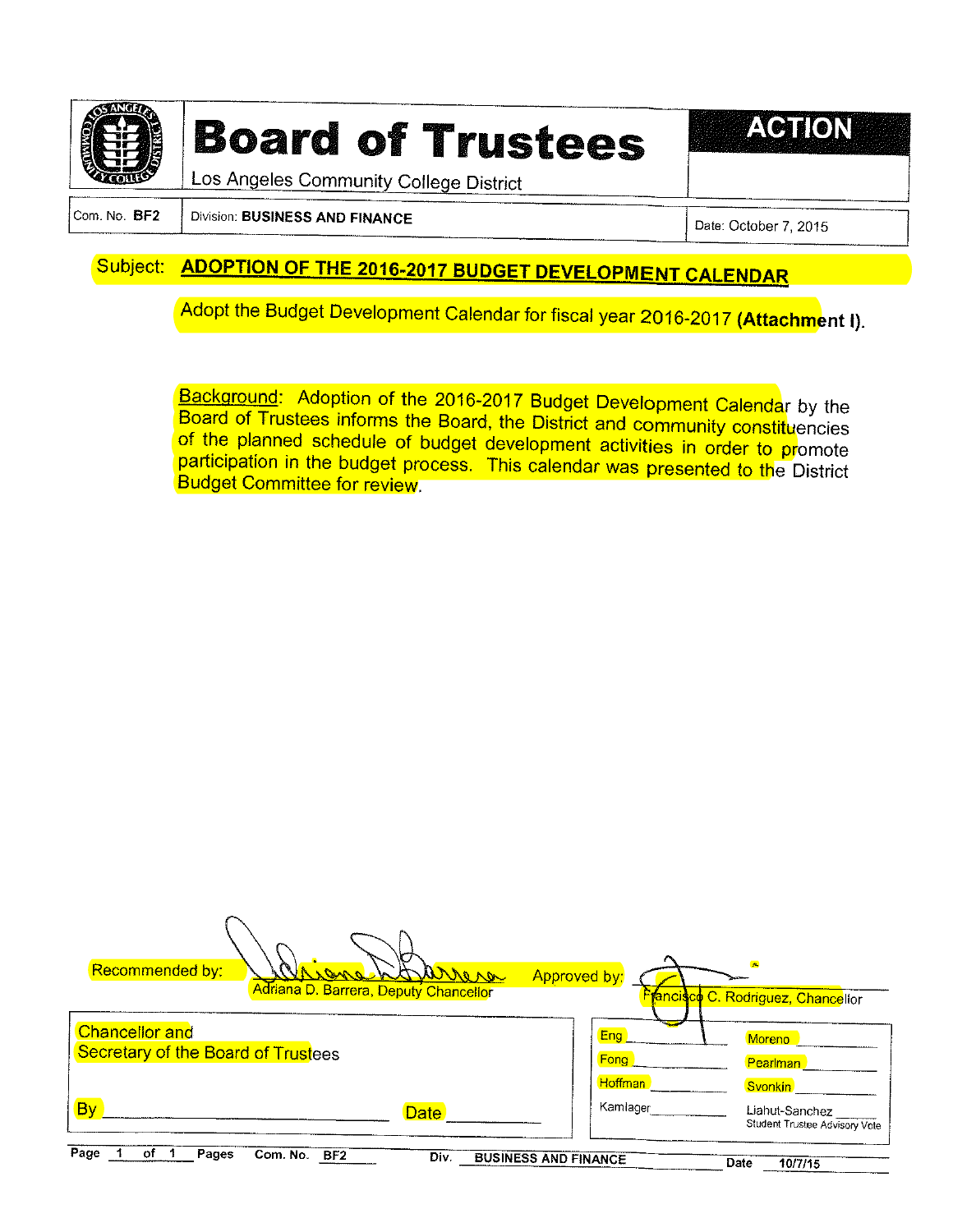# Board of Trustees

Los Angeles Community College District

**ACTION**

| Com. No. **BF2** | Division: **BUSINESS AND FINANCE** | Date: October 7, 2015 |
|---|---|---|

Subject: **ADOPTION OF THE 2016-2017 BUDGET DEVELOPMENT CALENDAR**

Adopt the Budget Development Calendar for fiscal year 2016-2017 **(Attachment I)**.

Background: Adoption of the 2016-2017 Budget Development Calendar by the Board of Trustees informs the Board, the District and community constituencies of the planned schedule of budget development activities in order to promote participation in the budget process. This calendar was presented to the District Budget Committee for review.

Recommended by: Adriana D. Barrera, Deputy Chancellor

Approved by: Francisco C. Rodriguez, Chancellor

Chancellor and
Secretary of the Board of Trustees

By ______________________ Date __________

| | |
|---|---|
| Eng ______ | Moreno ______ |
| Fong ______ | Pearlman ______ |
| Hoffman ______ | Svonkin ______ |
| Kamlager ______ | Liahut-Sanchez ______ Student Trustee Advisory Vote |

Page 1 of 1 Pages Com. No. BF2 Div. BUSINESS AND FINANCE Date 10/7/15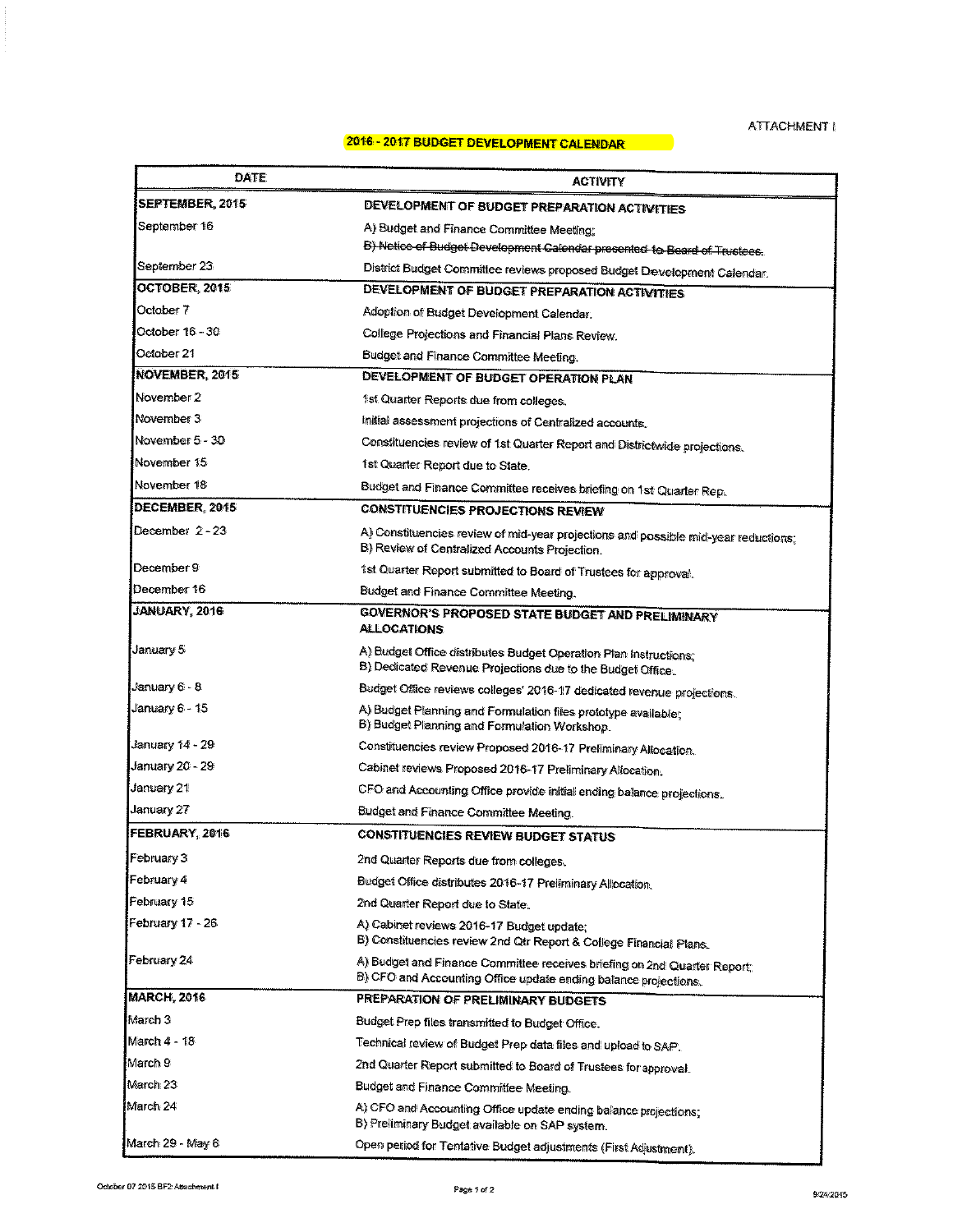ATTACHMENT I

## 2016 - 2017 BUDGET DEVELOPMENT CALENDAR

| DATE | ACTIVITY |
|---|---|
| **SEPTEMBER, 2015** | **DEVELOPMENT OF BUDGET PREPARATION ACTIVITIES** |
| September 16 | A) Budget and Finance Committee Meeting;<br>~~B) Notice of Budget Development Calendar presented to Board of Trustees.~~ |
| September 23 | District Budget Committee reviews proposed Budget Development Calendar. |
| **OCTOBER, 2015** | **DEVELOPMENT OF BUDGET PREPARATION ACTIVITIES** |
| October 7 | Adoption of Budget Development Calendar. |
| October 16 - 30 | College Projections and Financial Plans Review. |
| October 21 | Budget and Finance Committee Meeting. |
| **NOVEMBER, 2015** | **DEVELOPMENT OF BUDGET OPERATION PLAN** |
| November 2 | 1st Quarter Reports due from colleges. |
| November 3 | Initial assessment projections of Centralized accounts. |
| November 5 - 30 | Constituencies review of 1st Quarter Report and Districtwide projections. |
| November 15 | 1st Quarter Report due to State. |
| November 18 | Budget and Finance Committee receives briefing on 1st Quarter Rep. |
| **DECEMBER, 2015** | **CONSTITUENCIES PROJECTIONS REVIEW** |
| December 2 - 23 | A) Constituencies review of mid-year projections and possible mid-year reductions;<br>B) Review of Centralized Accounts Projection. |
| December 9 | 1st Quarter Report submitted to Board of Trustees for approval. |
| December 16 | Budget and Finance Committee Meeting. |
| **JANUARY, 2016** | **GOVERNOR'S PROPOSED STATE BUDGET AND PRELIMINARY ALLOCATIONS** |
| January 5 | A) Budget Office distributes Budget Operation Plan Instructions;<br>B) Dedicated Revenue Projections due to the Budget Office. |
| January 6 - 8 | Budget Office reviews colleges' 2016-17 dedicated revenue projections. |
| January 6 - 15 | A) Budget Planning and Formulation files prototype available;<br>B) Budget Planning and Formulation Workshop. |
| January 14 - 29 | Constituencies review Proposed 2016-17 Preliminary Allocation. |
| January 20 - 29 | Cabinet reviews Proposed 2016-17 Preliminary Allocation. |
| January 21 | CFO and Accounting Office provide initial ending balance projections. |
| January 27 | Budget and Finance Committee Meeting. |
| **FEBRUARY, 2016** | **CONSTITUENCIES REVIEW BUDGET STATUS** |
| February 3 | 2nd Quarter Reports due from colleges. |
| February 4 | Budget Office distributes 2016-17 Preliminary Allocation. |
| February 15 | 2nd Quarter Report due to State. |
| February 17 - 26 | A) Cabinet reviews 2016-17 Budget update;<br>B) Constituencies review 2nd Qtr Report & College Financial Plans. |
| February 24 | A) Budget and Finance Committee receives briefing on 2nd Quarter Report;<br>B) CFO and Accounting Office update ending balance projections. |
| **MARCH, 2016** | **PREPARATION OF PRELIMINARY BUDGETS** |
| March 3 | Budget Prep files transmitted to Budget Office. |
| March 4 - 18 | Technical review of Budget Prep data files and upload to SAP. |
| March 9 | 2nd Quarter Report submitted to Board of Trustees for approval. |
| March 23 | Budget and Finance Committee Meeting. |
| March 24 | A) CFO and Accounting Office update ending balance projections;<br>B) Preliminary Budget available on SAP system. |
| March 29 - May 6 | Open period for Tentative Budget adjustments (First Adjustment). |

October 07 2015 BF2 Attachment I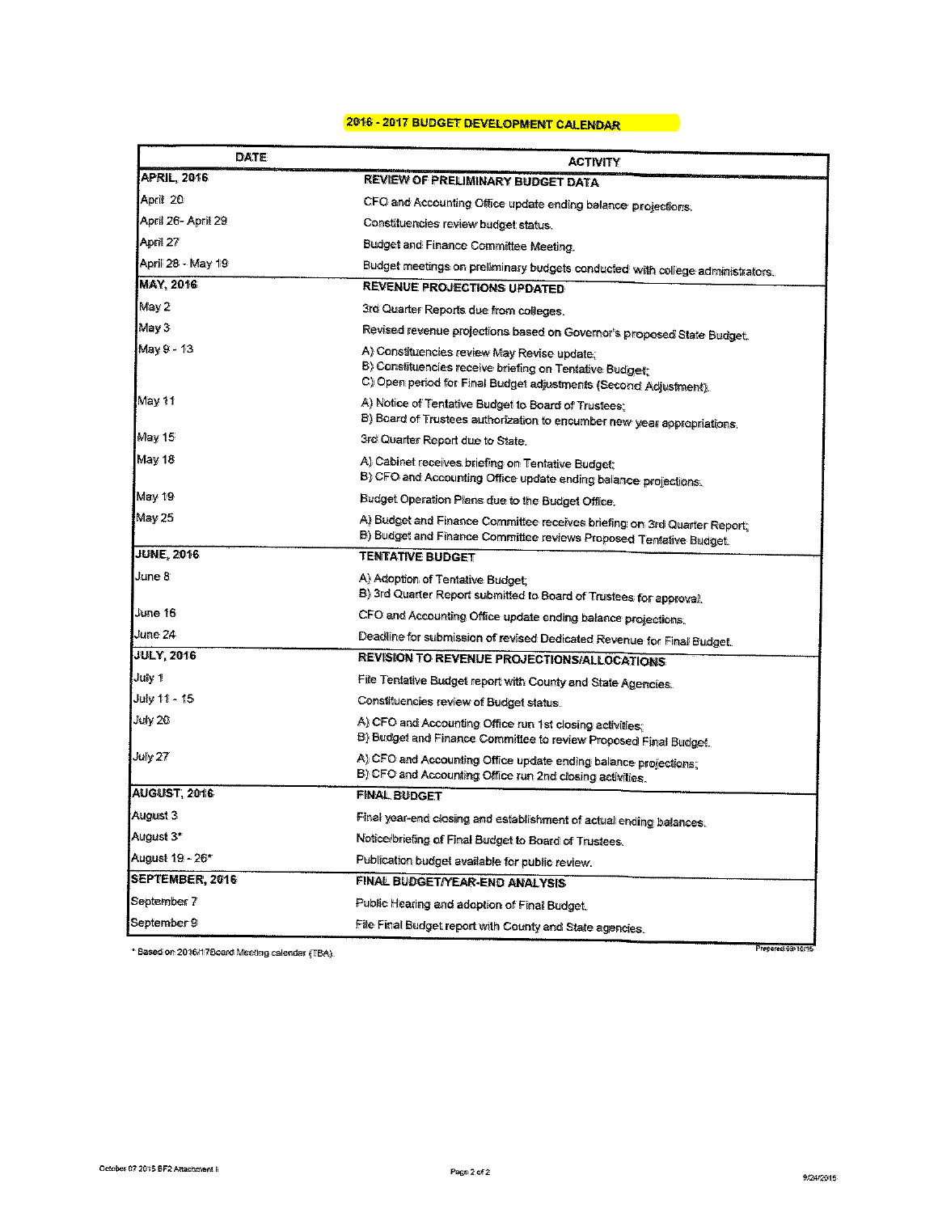# 2016 - 2017 BUDGET DEVELOPMENT CALENDAR

| DATE | ACTIVITY |
|---|---|
| **APRIL, 2016** | **REVIEW OF PRELIMINARY BUDGET DATA** |
| April 20 | CFO and Accounting Office update ending balance projections. |
| April 26- April 29 | Constituencies review budget status. |
| April 27 | Budget and Finance Committee Meeting. |
| April 28 - May 19 | Budget meetings on preliminary budgets conducted with college administrators. |
| **MAY, 2016** | **REVENUE PROJECTIONS UPDATED** |
| May 2 | 3rd Quarter Reports due from colleges. |
| May 3 | Revised revenue projections based on Governor's proposed State Budget. |
| May 9 - 13 | A) Constituencies review May Revise update;<br>B) Constituencies receive briefing on Tentative Budget;<br>C) Open period for Final Budget adjustments (Second Adjustment). |
| May 11 | A) Notice of Tentative Budget to Board of Trustees;<br>B) Board of Trustees authorization to encumber new year appropriations. |
| May 15 | 3rd Quarter Report due to State. |
| May 18 | A) Cabinet receives briefing on Tentative Budget;<br>B) CFO and Accounting Office update ending balance projections. |
| May 19 | Budget Operation Plans due to the Budget Office. |
| May 25 | A) Budget and Finance Committee receives briefing on 3rd Quarter Report;<br>B) Budget and Finance Committee reviews Proposed Tentative Budget. |
| **JUNE, 2016** | **TENTATIVE BUDGET** |
| June 8 | A) Adoption of Tentative Budget;<br>B) 3rd Quarter Report submitted to Board of Trustees for approval. |
| June 16 | CFO and Accounting Office update ending balance projections. |
| June 24 | Deadline for submission of revised Dedicated Revenue for Final Budget. |
| **JULY, 2016** | **REVISION TO REVENUE PROJECTIONS/ALLOCATIONS** |
| July 1 | File Tentative Budget report with County and State Agencies. |
| July 11 - 15 | Constituencies review of Budget status. |
| July 20 | A) CFO and Accounting Office run 1st closing activities;<br>B) Budget and Finance Committee to review Proposed Final Budget. |
| July 27 | A) CFO and Accounting Office update ending balance projections;<br>B) CFO and Accounting Office run 2nd closing activities. |
| **AUGUST, 2016** | **FINAL BUDGET** |
| August 3 | Final year-end closing and establishment of actual ending balances. |
| August 3* | Notice/briefing of Final Budget to Board of Trustees. |
| August 19 - 26* | Publication budget available for public review. |
| **SEPTEMBER, 2016** | **FINAL BUDGET/YEAR-END ANALYSIS** |
| September 7 | Public Hearing and adoption of Final Budget. |
| September 9 | File Final Budget report with County and State agencies. |

\* Based on 2016/17Board Meeting calendar (TBA).

Prepared:09/10/15

October 07 2015 BF2 Attachment II

9/24/2015